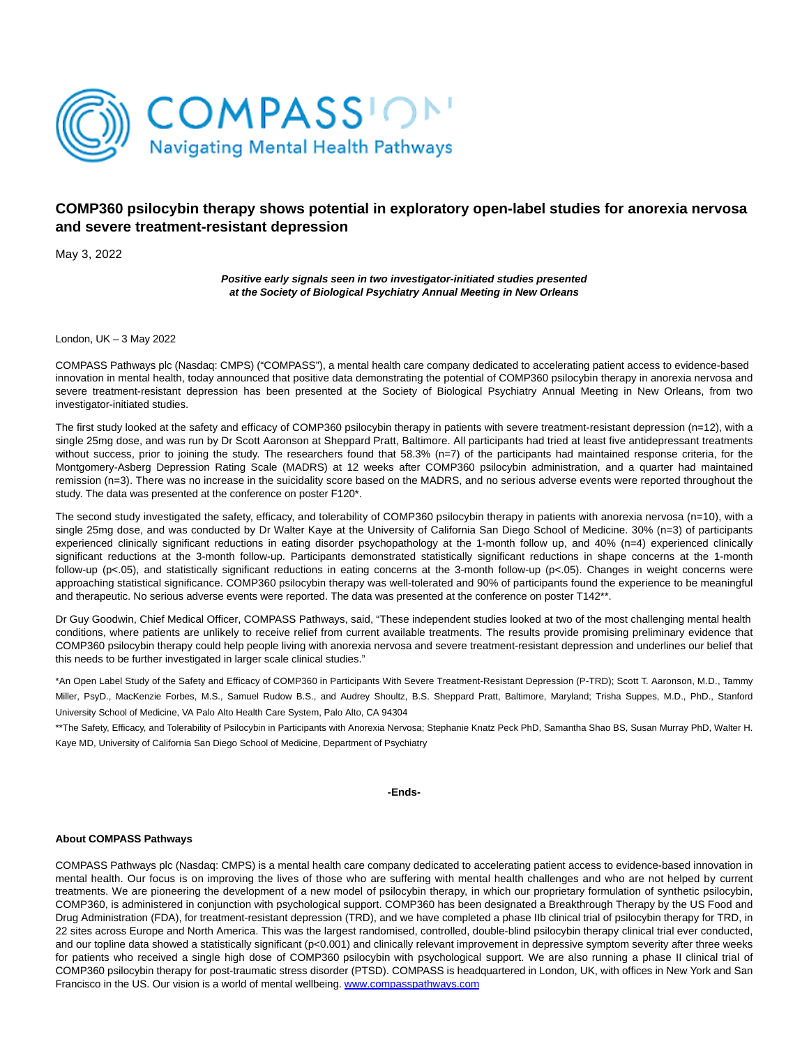# COMP360 psilocybin therapy shows potential in exploratory open-label studies for anorexia nervosa and severe treatment-resistant depression

May 3, 2022

***Positive early signals seen in two investigator-initiated studies presented at the Society of Biological Psychiatry Annual Meeting in New Orleans***

London, UK – 3 May 2022

COMPASS Pathways plc (Nasdaq: CMPS) ("COMPASS"), a mental health care company dedicated to accelerating patient access to evidence-based innovation in mental health, today announced that positive data demonstrating the potential of COMP360 psilocybin therapy in anorexia nervosa and severe treatment-resistant depression has been presented at the Society of Biological Psychiatry Annual Meeting in New Orleans, from two investigator-initiated studies.

The first study looked at the safety and efficacy of COMP360 psilocybin therapy in patients with severe treatment-resistant depression (n=12), with a single 25mg dose, and was run by Dr Scott Aaronson at Sheppard Pratt, Baltimore. All participants had tried at least five antidepressant treatments without success, prior to joining the study. The researchers found that 58.3% (n=7) of the participants had maintained response criteria, for the Montgomery-Asberg Depression Rating Scale (MADRS) at 12 weeks after COMP360 psilocybin administration, and a quarter had maintained remission (n=3). There was no increase in the suicidality score based on the MADRS, and no serious adverse events were reported throughout the study. The data was presented at the conference on poster F120*.

The second study investigated the safety, efficacy, and tolerability of COMP360 psilocybin therapy in patients with anorexia nervosa (n=10), with a single 25mg dose, and was conducted by Dr Walter Kaye at the University of California San Diego School of Medicine. 30% (n=3) of participants experienced clinically significant reductions in eating disorder psychopathology at the 1-month follow up, and 40% (n=4) experienced clinically significant reductions at the 3-month follow-up. Participants demonstrated statistically significant reductions in shape concerns at the 1-month follow-up ($p<.05$), and statistically significant reductions in eating concerns at the 3-month follow-up ($p<.05$). Changes in weight concerns were approaching statistical significance. COMP360 psilocybin therapy was well-tolerated and 90% of participants found the experience to be meaningful and therapeutic. No serious adverse events were reported. The data was presented at the conference on poster T142**.

Dr Guy Goodwin, Chief Medical Officer, COMPASS Pathways, said, "These independent studies looked at two of the most challenging mental health conditions, where patients are unlikely to receive relief from current available treatments. The results provide promising preliminary evidence that COMP360 psilocybin therapy could help people living with anorexia nervosa and severe treatment-resistant depression and underlines our belief that this needs to be further investigated in larger scale clinical studies."

*An Open Label Study of the Safety and Efficacy of COMP360 in Participants With Severe Treatment-Resistant Depression (P-TRD); Scott T. Aaronson, M.D., Tammy Miller, PsyD., MacKenzie Forbes, M.S., Samuel Rudow B.S., and Audrey Shoultz, B.S. Sheppard Pratt, Baltimore, Maryland; Trisha Suppes, M.D., PhD., Stanford University School of Medicine, VA Palo Alto Health Care System, Palo Alto, CA 94304

**The Safety, Efficacy, and Tolerability of Psilocybin in Participants with Anorexia Nervosa; Stephanie Knatz Peck PhD, Samantha Shao BS, Susan Murray PhD, Walter H. Kaye MD, University of California San Diego School of Medicine, Department of Psychiatry

**-Ends-**

#### About COMPASS Pathways

COMPASS Pathways plc (Nasdaq: CMPS) is a mental health care company dedicated to accelerating patient access to evidence-based innovation in mental health. Our focus is on improving the lives of those who are suffering with mental health challenges and who are not helped by current treatments. We are pioneering the development of a new model of psilocybin therapy, in which our proprietary formulation of synthetic psilocybin, COMP360, is administered in conjunction with psychological support. COMP360 has been designated a Breakthrough Therapy by the US Food and Drug Administration (FDA), for treatment-resistant depression (TRD), and we have completed a phase IIb clinical trial of psilocybin therapy for TRD, in 22 sites across Europe and North America. This was the largest randomised, controlled, double-blind psilocybin therapy clinical trial ever conducted, and our topline data showed a statistically significant ($p<0.001$) and clinically relevant improvement in depressive symptom severity after three weeks for patients who received a single high dose of COMP360 psilocybin with psychological support. We are also running a phase II clinical trial of COMP360 psilocybin therapy for post-traumatic stress disorder (PTSD). COMPASS is headquartered in London, UK, with offices in New York and San Francisco in the US. Our vision is a world of mental wellbeing. [www.compasspathways.com](http://www.compasspathways.com)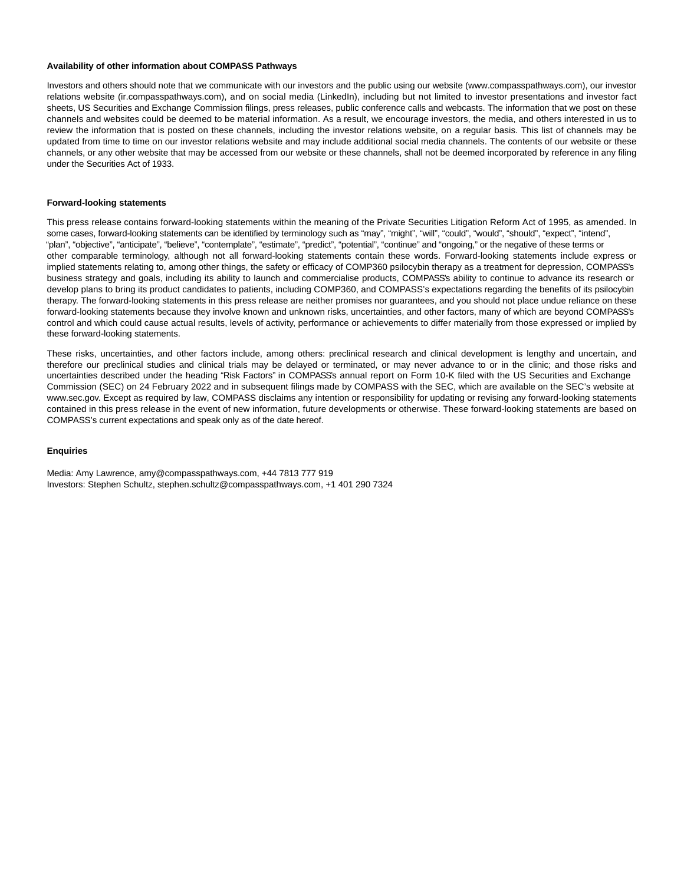**Availability of other information about COMPASS Pathways**

Investors and others should note that we communicate with our investors and the public using our website (www.compasspathways.com), our investor relations website (ir.compasspathways.com), and on social media (LinkedIn), including but not limited to investor presentations and investor fact sheets, US Securities and Exchange Commission filings, press releases, public conference calls and webcasts. The information that we post on these channels and websites could be deemed to be material information. As a result, we encourage investors, the media, and others interested in us to review the information that is posted on these channels, including the investor relations website, on a regular basis. This list of channels may be updated from time to time on our investor relations website and may include additional social media channels. The contents of our website or these channels, or any other website that may be accessed from our website or these channels, shall not be deemed incorporated by reference in any filing under the Securities Act of 1933.

**Forward-looking statements**

This press release contains forward-looking statements within the meaning of the Private Securities Litigation Reform Act of 1995, as amended. In some cases, forward-looking statements can be identified by terminology such as "may", "might", "will", "could", "would", "should", "expect", "intend", "plan", "objective", "anticipate", "believe", "contemplate", "estimate", "predict", "potential", "continue" and "ongoing," or the negative of these terms or other comparable terminology, although not all forward-looking statements contain these words. Forward-looking statements include express or implied statements relating to, among other things, the safety or efficacy of COMP360 psilocybin therapy as a treatment for depression, COMPASS's business strategy and goals, including its ability to launch and commercialise products, COMPASS's ability to continue to advance its research or develop plans to bring its product candidates to patients, including COMP360, and COMPASS's expectations regarding the benefits of its psilocybin therapy. The forward-looking statements in this press release are neither promises nor guarantees, and you should not place undue reliance on these forward-looking statements because they involve known and unknown risks, uncertainties, and other factors, many of which are beyond COMPASS's control and which could cause actual results, levels of activity, performance or achievements to differ materially from those expressed or implied by these forward-looking statements.

These risks, uncertainties, and other factors include, among others: preclinical research and clinical development is lengthy and uncertain, and therefore our preclinical studies and clinical trials may be delayed or terminated, or may never advance to or in the clinic; and those risks and uncertainties described under the heading "Risk Factors" in COMPASS's annual report on Form 10-K filed with the US Securities and Exchange Commission (SEC) on 24 February 2022 and in subsequent filings made by COMPASS with the SEC, which are available on the SEC's website at www.sec.gov. Except as required by law, COMPASS disclaims any intention or responsibility for updating or revising any forward-looking statements contained in this press release in the event of new information, future developments or otherwise. These forward-looking statements are based on COMPASS's current expectations and speak only as of the date hereof.

**Enquiries**

Media: Amy Lawrence, amy@compasspathways.com, +44 7813 777 919
Investors: Stephen Schultz, stephen.schultz@compasspathways.com, +1 401 290 7324